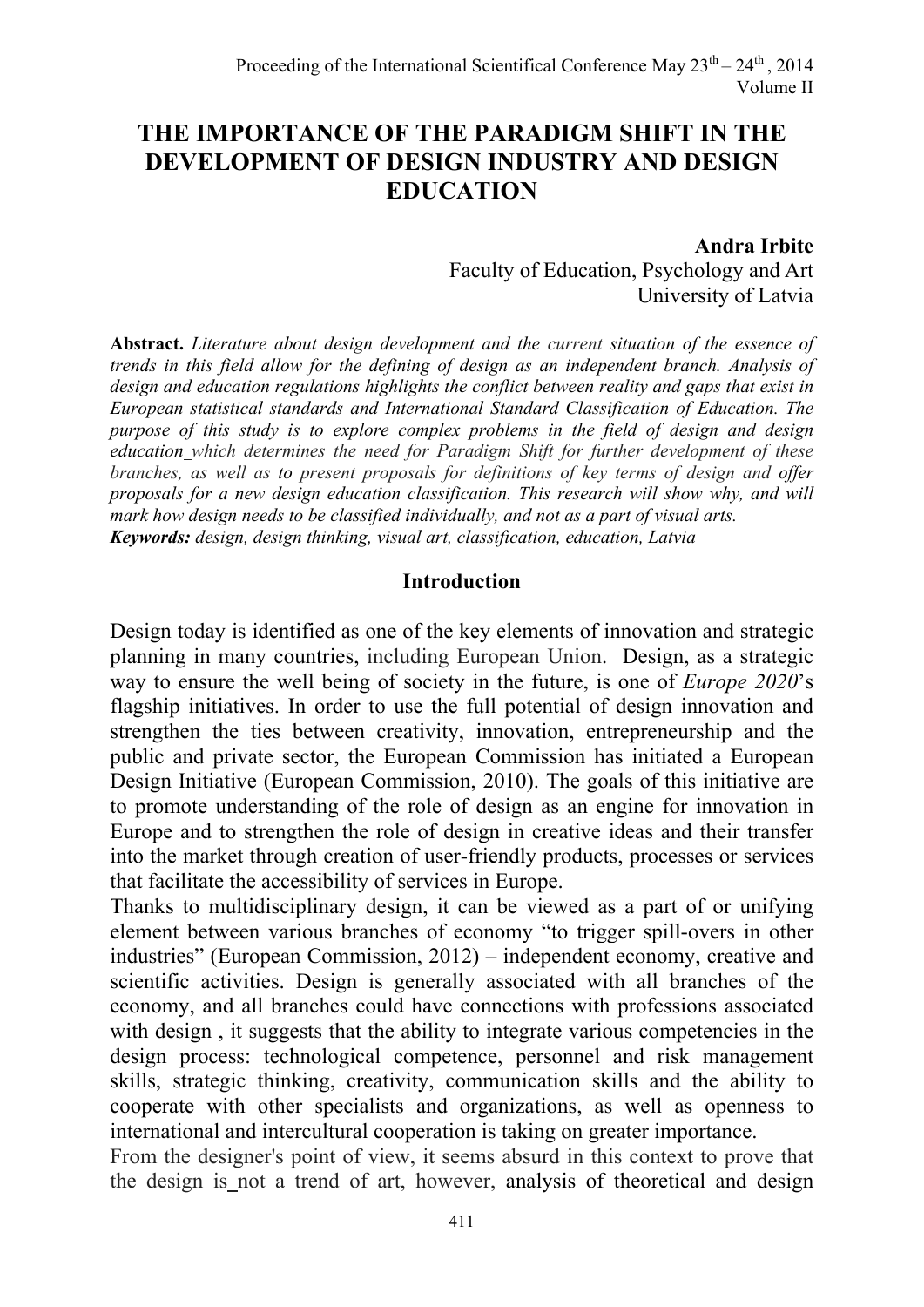# THE IMPORTANCE OF THE PARADIGM SHIFT IN THE DEVELOPMENT OF DESIGN INDUSTRY AND DESIGN EDUCATION

**Andra Irbite**
Faculty of Education, Psychology and Art
University of Latvia

**Abstract.** *Literature about design development and the current situation of the essence of trends in this field allow for the defining of design as an independent branch. Analysis of design and education regulations highlights the conflict between reality and gaps that exist in European statistical standards and International Standard Classification of Education. The purpose of this study is to explore complex problems in the field of design and design education which determines the need for Paradigm Shift for further development of these branches, as well as to present proposals for definitions of key terms of design and offer proposals for a new design education classification. This research will show why, and will mark how design needs to be classified individually, and not as a part of visual arts.*
***Keywords:*** *design, design thinking, visual art, classification, education, Latvia*

## Introduction

Design today is identified as one of the key elements of innovation and strategic planning in many countries, including European Union. Design, as a strategic way to ensure the well being of society in the future, is one of *Europe 2020*'s flagship initiatives. In order to use the full potential of design innovation and strengthen the ties between creativity, innovation, entrepreneurship and the public and private sector, the European Commission has initiated a European Design Initiative (European Commission, 2010). The goals of this initiative are to promote understanding of the role of design as an engine for innovation in Europe and to strengthen the role of design in creative ideas and their transfer into the market through creation of user-friendly products, processes or services that facilitate the accessibility of services in Europe.
Thanks to multidisciplinary design, it can be viewed as a part of or unifying element between various branches of economy "to trigger spill-overs in other industries" (European Commission, 2012) – independent economy, creative and scientific activities. Design is generally associated with all branches of the economy, and all branches could have connections with professions associated with design , it suggests that the ability to integrate various competencies in the design process: technological competence, personnel and risk management skills, strategic thinking, creativity, communication skills and the ability to cooperate with other specialists and organizations, as well as openness to international and intercultural cooperation is taking on greater importance.
From the designer's point of view, it seems absurd in this context to prove that the design is not a trend of art, however, analysis of theoretical and design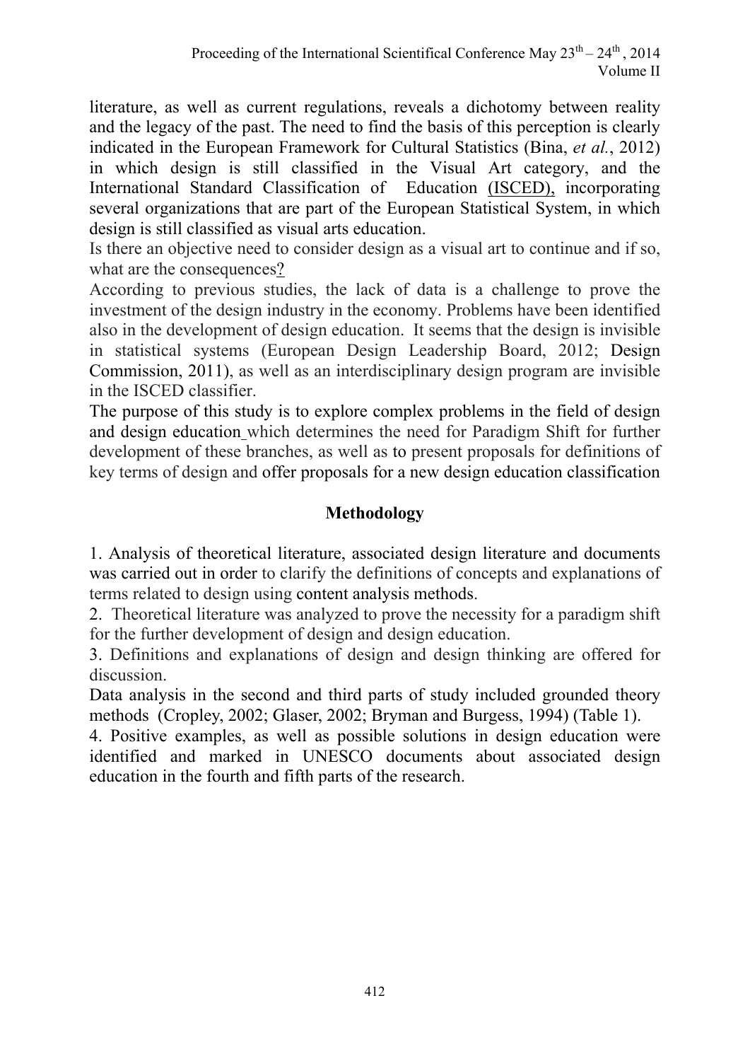literature, as well as current regulations, reveals a dichotomy between reality and the legacy of the past. The need to find the basis of this perception is clearly indicated in the European Framework for Cultural Statistics (Bina, *et al.*, 2012) in which design is still classified in the Visual Art category, and the International Standard Classification of Education (ISCED), incorporating several organizations that are part of the European Statistical System, in which design is still classified as visual arts education.

Is there an objective need to consider design as a visual art to continue and if so, what are the consequences?

According to previous studies, the lack of data is a challenge to prove the investment of the design industry in the economy. Problems have been identified also in the development of design education. It seems that the design is invisible in statistical systems (European Design Leadership Board, 2012; Design Commission, 2011), as well as an interdisciplinary design program are invisible in the ISCED classifier.

The purpose of this study is to explore complex problems in the field of design and design education which determines the need for Paradigm Shift for further development of these branches, as well as to present proposals for definitions of key terms of design and offer proposals for a new design education classification

## Methodology

1. Analysis of theoretical literature, associated design literature and documents was carried out in order to clarify the definitions of concepts and explanations of terms related to design using content analysis methods.
2. Theoretical literature was analyzed to prove the necessity for a paradigm shift for the further development of design and design education.
3. Definitions and explanations of design and design thinking are offered for discussion.

Data analysis in the second and third parts of study included grounded theory methods (Cropley, 2002; Glaser, 2002; Bryman and Burgess, 1994) (Table 1).

4. Positive examples, as well as possible solutions in design education were identified and marked in UNESCO documents about associated design education in the fourth and fifth parts of the research.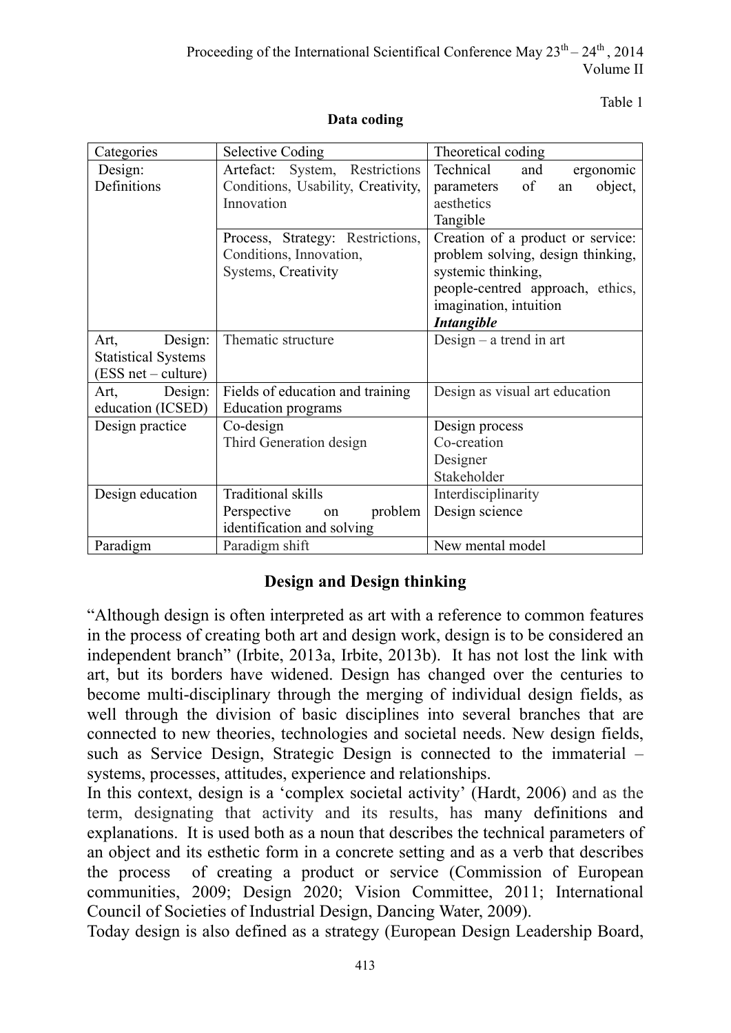Table 1

**Data coding**

| Categories | Selective Coding | Theoretical coding |
|---|---|---|
| Design: Definitions | Artefact: System, Restrictions Conditions, Usability, Creativity, Innovation | Technical and ergonomic parameters of an object, aesthetics<br>Tangible |
| | Process, Strategy: Restrictions, Conditions, Innovation, Systems, Creativity | Creation of a product or service: problem solving, design thinking, systemic thinking, people-centred approach, ethics, imagination, intuition<br>***Intangible*** |
| Art, Design: Statistical Systems (ESS net – culture) | Thematic structure | Design – a trend in art |
| Art, Design: education (ICSED) | Fields of education and training<br>Education programs | Design as visual art education |
| Design practice | Co-design<br>Third Generation design | Design process<br>Co-creation<br>Designer<br>Stakeholder |
| Design education | Traditional skills<br>Perspective on problem identification and solving | Interdisciplinarity<br>Design science |
| Paradigm | Paradigm shift | New mental model |

## Design and Design thinking

"Although design is often interpreted as art with a reference to common features in the process of creating both art and design work, design is to be considered an independent branch" (Irbite, 2013a, Irbite, 2013b). It has not lost the link with art, but its borders have widened. Design has changed over the centuries to become multi-disciplinary through the merging of individual design fields, as well through the division of basic disciplines into several branches that are connected to new theories, technologies and societal needs. New design fields, such as Service Design, Strategic Design is connected to the immaterial – systems, processes, attitudes, experience and relationships.

In this context, design is a 'complex societal activity' (Hardt, 2006) and as the term, designating that activity and its results, has many definitions and explanations. It is used both as a noun that describes the technical parameters of an object and its esthetic form in a concrete setting and as a verb that describes the process of creating a product or service (Commission of European communities, 2009; Design 2020; Vision Committee, 2011; International Council of Societies of Industrial Design, Dancing Water, 2009).

Today design is also defined as a strategy (European Design Leadership Board,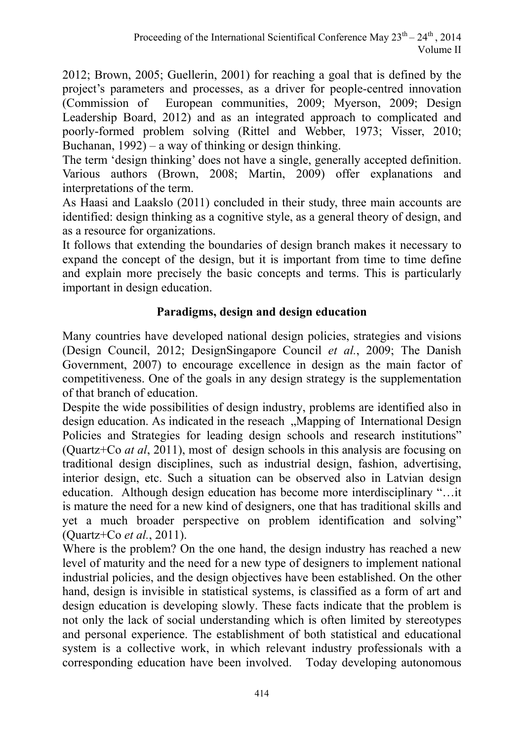2012; Brown, 2005; Guellerin, 2001) for reaching a goal that is defined by the project's parameters and processes, as a driver for people-centred innovation (Commission of European communities, 2009; Myerson, 2009; Design Leadership Board, 2012) and as an integrated approach to complicated and poorly-formed problem solving (Rittel and Webber, 1973; Visser, 2010; Buchanan, 1992) – a way of thinking or design thinking.

The term 'design thinking' does not have a single, generally accepted definition. Various authors (Brown, 2008; Martin, 2009) offer explanations and interpretations of the term.

As Haasi and Laakslo (2011) concluded in their study, three main accounts are identified: design thinking as a cognitive style, as a general theory of design, and as a resource for organizations.

It follows that extending the boundaries of design branch makes it necessary to expand the concept of the design, but it is important from time to time define and explain more precisely the basic concepts and terms. This is particularly important in design education.

## Paradigms, design and design education

Many countries have developed national design policies, strategies and visions (Design Council, 2012; DesignSingapore Council *et al.*, 2009; The Danish Government, 2007) to encourage excellence in design as the main factor of competitiveness. One of the goals in any design strategy is the supplementation of that branch of education.

Despite the wide possibilities of design industry, problems are identified also in design education. As indicated in the reseach „Mapping of International Design Policies and Strategies for leading design schools and research institutions" (Quartz+Co *at al*, 2011), most of design schools in this analysis are focusing on traditional design disciplines, such as industrial design, fashion, advertising, interior design, etc. Such a situation can be observed also in Latvian design education. Although design education has become more interdisciplinary "…it is mature the need for a new kind of designers, one that has traditional skills and yet a much broader perspective on problem identification and solving" (Quartz+Co *et al.*, 2011).

Where is the problem? On the one hand, the design industry has reached a new level of maturity and the need for a new type of designers to implement national industrial policies, and the design objectives have been established. On the other hand, design is invisible in statistical systems, is classified as a form of art and design education is developing slowly. These facts indicate that the problem is not only the lack of social understanding which is often limited by stereotypes and personal experience. The establishment of both statistical and educational system is a collective work, in which relevant industry professionals with a corresponding education have been involved. Today developing autonomous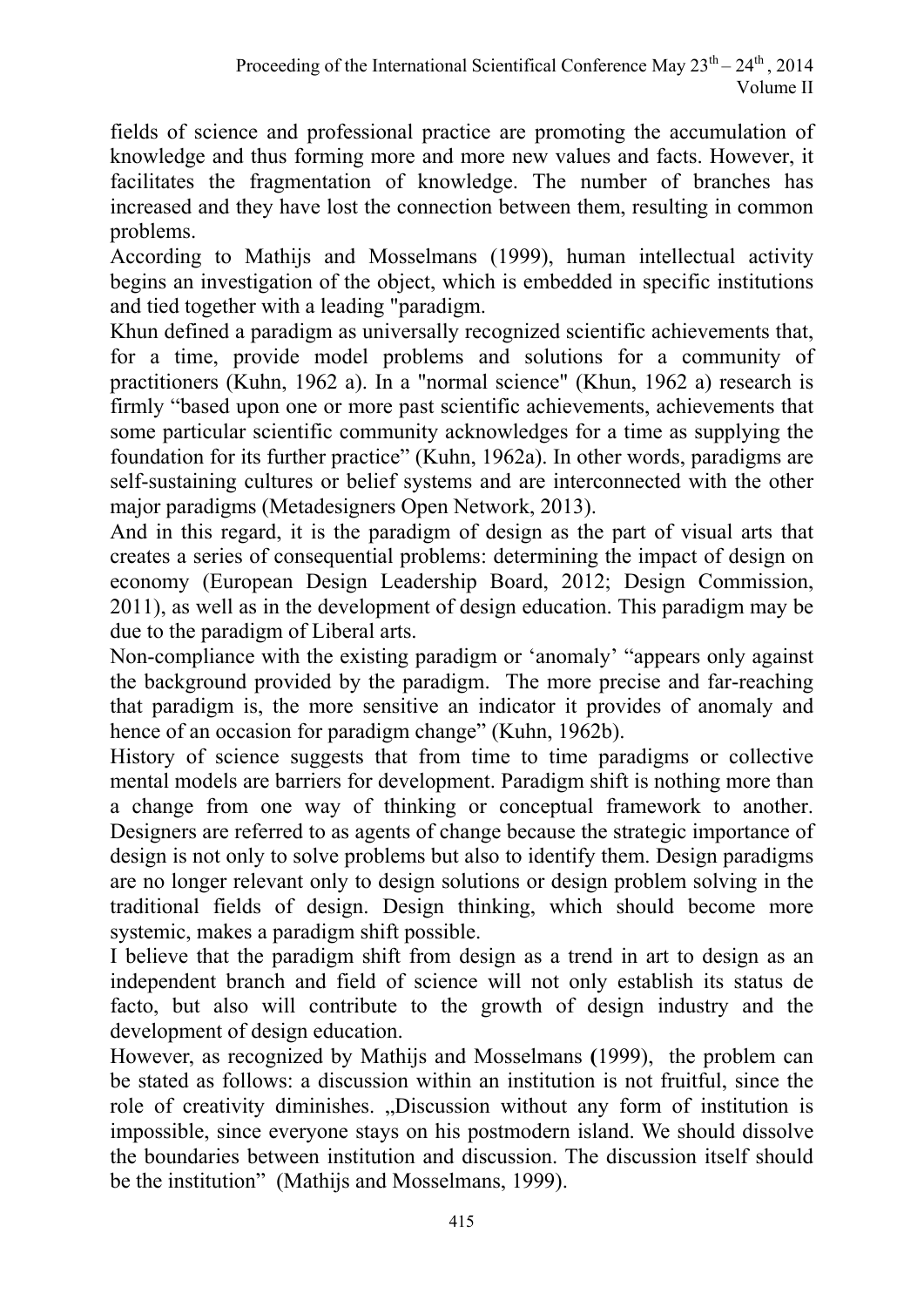fields of science and professional practice are promoting the accumulation of knowledge and thus forming more and more new values and facts. However, it facilitates the fragmentation of knowledge. The number of branches has increased and they have lost the connection between them, resulting in common problems.

According to Mathijs and Mosselmans (1999), human intellectual activity begins an investigation of the object, which is embedded in specific institutions and tied together with a leading "paradigm.

Khun defined a paradigm as universally recognized scientific achievements that, for a time, provide model problems and solutions for a community of practitioners (Kuhn, 1962 a). In a "normal science" (Khun, 1962 a) research is firmly "based upon one or more past scientific achievements, achievements that some particular scientific community acknowledges for a time as supplying the foundation for its further practice" (Kuhn, 1962a). In other words, paradigms are self-sustaining cultures or belief systems and are interconnected with the other major paradigms (Metadesigners Open Network, 2013).

And in this regard, it is the paradigm of design as the part of visual arts that creates a series of consequential problems: determining the impact of design on economy (European Design Leadership Board, 2012; Design Commission, 2011), as well as in the development of design education. This paradigm may be due to the paradigm of Liberal arts.

Non-compliance with the existing paradigm or 'anomaly' "appears only against the background provided by the paradigm. The more precise and far-reaching that paradigm is, the more sensitive an indicator it provides of anomaly and hence of an occasion for paradigm change" (Kuhn, 1962b).

History of science suggests that from time to time paradigms or collective mental models are barriers for development. Paradigm shift is nothing more than a change from one way of thinking or conceptual framework to another. Designers are referred to as agents of change because the strategic importance of design is not only to solve problems but also to identify them. Design paradigms are no longer relevant only to design solutions or design problem solving in the traditional fields of design. Design thinking, which should become more systemic, makes a paradigm shift possible.

I believe that the paradigm shift from design as a trend in art to design as an independent branch and field of science will not only establish its status de facto, but also will contribute to the growth of design industry and the development of design education.

However, as recognized by Mathijs and Mosselmans **(**1999), the problem can be stated as follows: a discussion within an institution is not fruitful, since the role of creativity diminishes. „Discussion without any form of institution is impossible, since everyone stays on his postmodern island. We should dissolve the boundaries between institution and discussion. The discussion itself should be the institution" (Mathijs and Mosselmans, 1999).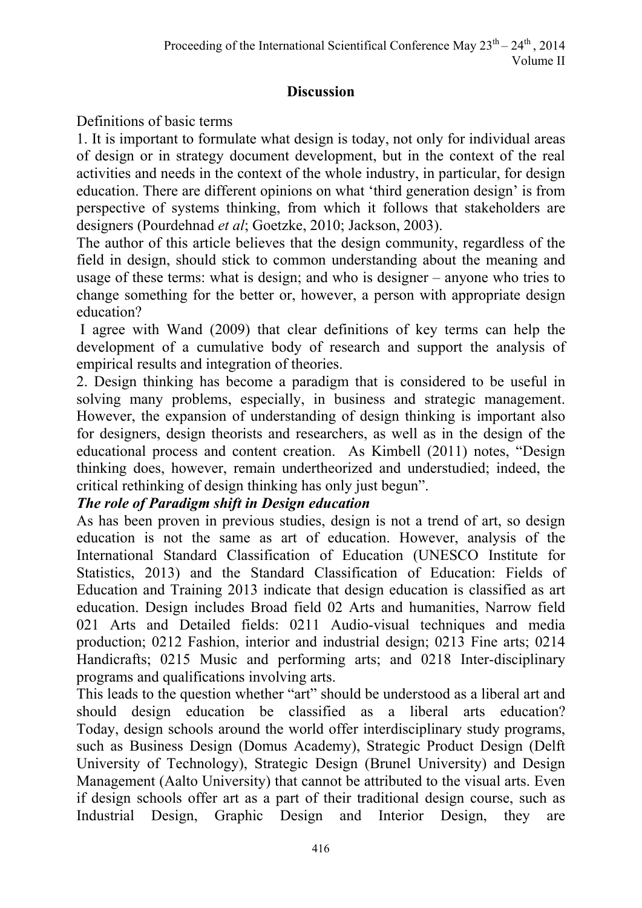## Discussion

Definitions of basic terms

1. It is important to formulate what design is today, not only for individual areas of design or in strategy document development, but in the context of the real activities and needs in the context of the whole industry, in particular, for design education. There are different opinions on what 'third generation design' is from perspective of systems thinking, from which it follows that stakeholders are designers (Pourdehnad *et al*; Goetzke, 2010; Jackson, 2003).

The author of this article believes that the design community, regardless of the field in design, should stick to common understanding about the meaning and usage of these terms: what is design; and who is designer – anyone who tries to change something for the better or, however, a person with appropriate design education?

I agree with Wand (2009) that clear definitions of key terms can help the development of a cumulative body of research and support the analysis of empirical results and integration of theories.

2. Design thinking has become a paradigm that is considered to be useful in solving many problems, especially, in business and strategic management. However, the expansion of understanding of design thinking is important also for designers, design theorists and researchers, as well as in the design of the educational process and content creation. As Kimbell (2011) notes, "Design thinking does, however, remain undertheorized and understudied; indeed, the critical rethinking of design thinking has only just begun".

***The role of Paradigm shift in Design education***

As has been proven in previous studies, design is not a trend of art, so design education is not the same as art of education. However, analysis of the International Standard Classification of Education (UNESCO Institute for Statistics, 2013) and the Standard Classification of Education: Fields of Education and Training 2013 indicate that design education is classified as art education. Design includes Broad field 02 Arts and humanities, Narrow field 021 Arts and Detailed fields: 0211 Audio-visual techniques and media production; 0212 Fashion, interior and industrial design; 0213 Fine arts; 0214 Handicrafts; 0215 Music and performing arts; and 0218 Inter-disciplinary programs and qualifications involving arts.

This leads to the question whether "art" should be understood as a liberal art and should design education be classified as a liberal arts education? Today, design schools around the world offer interdisciplinary study programs, such as Business Design (Domus Academy), Strategic Product Design (Delft University of Technology), Strategic Design (Brunel University) and Design Management (Aalto University) that cannot be attributed to the visual arts. Even if design schools offer art as a part of their traditional design course, such as Industrial Design, Graphic Design and Interior Design, they are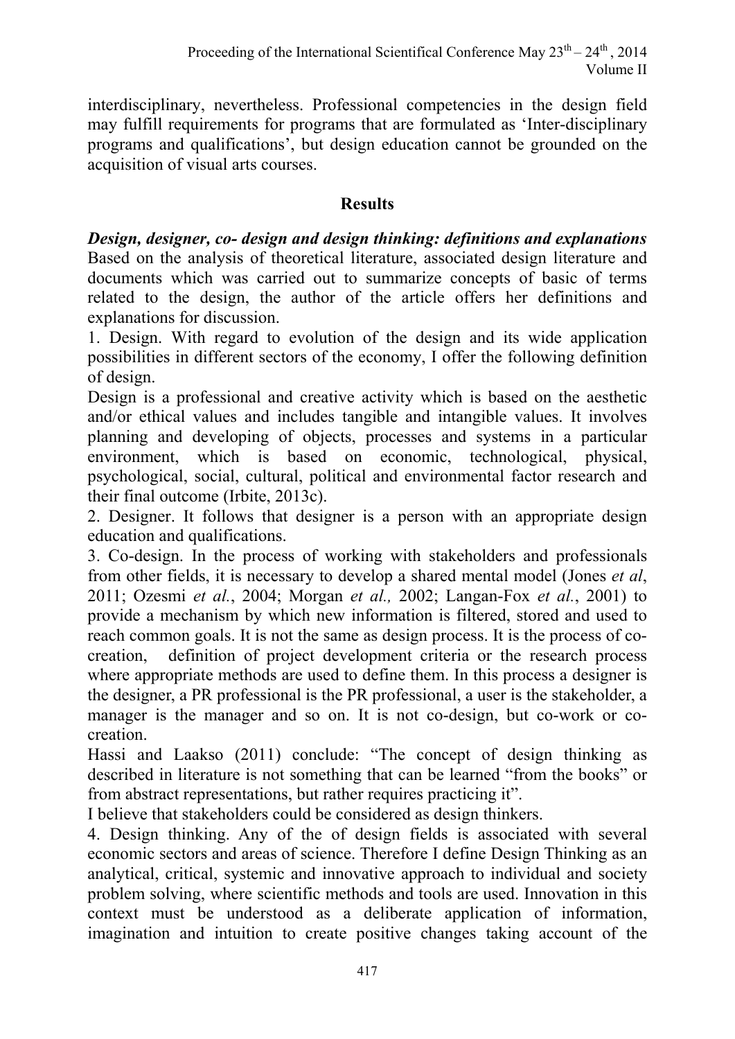interdisciplinary, nevertheless. Professional competencies in the design field may fulfill requirements for programs that are formulated as 'Inter-disciplinary programs and qualifications', but design education cannot be grounded on the acquisition of visual arts courses.

## Results

***Design, designer, co- design and design thinking: definitions and explanations***

Based on the analysis of theoretical literature, associated design literature and documents which was carried out to summarize concepts of basic of terms related to the design, the author of the article offers her definitions and explanations for discussion.

1. Design. With regard to evolution of the design and its wide application possibilities in different sectors of the economy, I offer the following definition of design.

Design is a professional and creative activity which is based on the aesthetic and/or ethical values and includes tangible and intangible values. It involves planning and developing of objects, processes and systems in a particular environment, which is based on economic, technological, physical, psychological, social, cultural, political and environmental factor research and their final outcome (Irbite, 2013c).

2. Designer. It follows that designer is a person with an appropriate design education and qualifications.

3. Co-design. In the process of working with stakeholders and professionals from other fields, it is necessary to develop a shared mental model (Jones *et al*, 2011; Ozesmi *et al.*, 2004; Morgan *et al.,* 2002; Langan-Fox *et al.*, 2001) to provide a mechanism by which new information is filtered, stored and used to reach common goals. It is not the same as design process. It is the process of co-creation, definition of project development criteria or the research process where appropriate methods are used to define them. In this process a designer is the designer, a PR professional is the PR professional, a user is the stakeholder, a manager is the manager and so on. It is not co-design, but co-work or co-creation.

Hassi and Laakso (2011) conclude: "The concept of design thinking as described in literature is not something that can be learned "from the books" or from abstract representations, but rather requires practicing it".

I believe that stakeholders could be considered as design thinkers.

4. Design thinking. Any of the of design fields is associated with several economic sectors and areas of science. Therefore I define Design Thinking as an analytical, critical, systemic and innovative approach to individual and society problem solving, where scientific methods and tools are used. Innovation in this context must be understood as a deliberate application of information, imagination and intuition to create positive changes taking account of the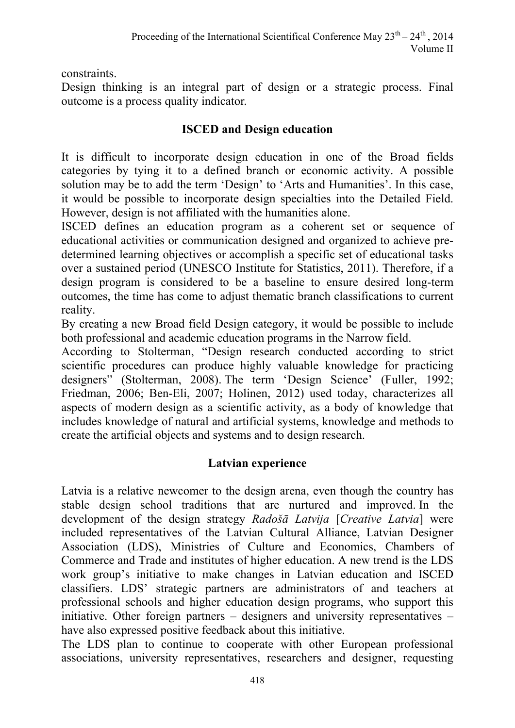constraints.
Design thinking is an integral part of design or a strategic process. Final outcome is a process quality indicator.

## ISCED and Design education

It is difficult to incorporate design education in one of the Broad fields categories by tying it to a defined branch or economic activity. A possible solution may be to add the term 'Design' to 'Arts and Humanities'. In this case, it would be possible to incorporate design specialties into the Detailed Field. However, design is not affiliated with the humanities alone.
ISCED defines an education program as a coherent set or sequence of educational activities or communication designed and organized to achieve pre-determined learning objectives or accomplish a specific set of educational tasks over a sustained period (UNESCO Institute for Statistics, 2011). Therefore, if a design program is considered to be a baseline to ensure desired long-term outcomes, the time has come to adjust thematic branch classifications to current reality.
By creating a new Broad field Design category, it would be possible to include both professional and academic education programs in the Narrow field.
According to Stolterman, "Design research conducted according to strict scientific procedures can produce highly valuable knowledge for practicing designers" (Stolterman, 2008). The term 'Design Science' (Fuller, 1992; Friedman, 2006; Ben-Eli, 2007; Holinen, 2012) used today, characterizes all aspects of modern design as a scientific activity, as a body of knowledge that includes knowledge of natural and artificial systems, knowledge and methods to create the artificial objects and systems and to design research.

## Latvian experience

Latvia is a relative newcomer to the design arena, even though the country has stable design school traditions that are nurtured and improved. In the development of the design strategy *Radošā Latvija* [*Creative Latvia*] were included representatives of the Latvian Cultural Alliance, Latvian Designer Association (LDS), Ministries of Culture and Economics, Chambers of Commerce and Trade and institutes of higher education. A new trend is the LDS work group's initiative to make changes in Latvian education and ISCED classifiers. LDS' strategic partners are administrators of and teachers at professional schools and higher education design programs, who support this initiative. Other foreign partners – designers and university representatives – have also expressed positive feedback about this initiative.
The LDS plan to continue to cooperate with other European professional associations, university representatives, researchers and designer, requesting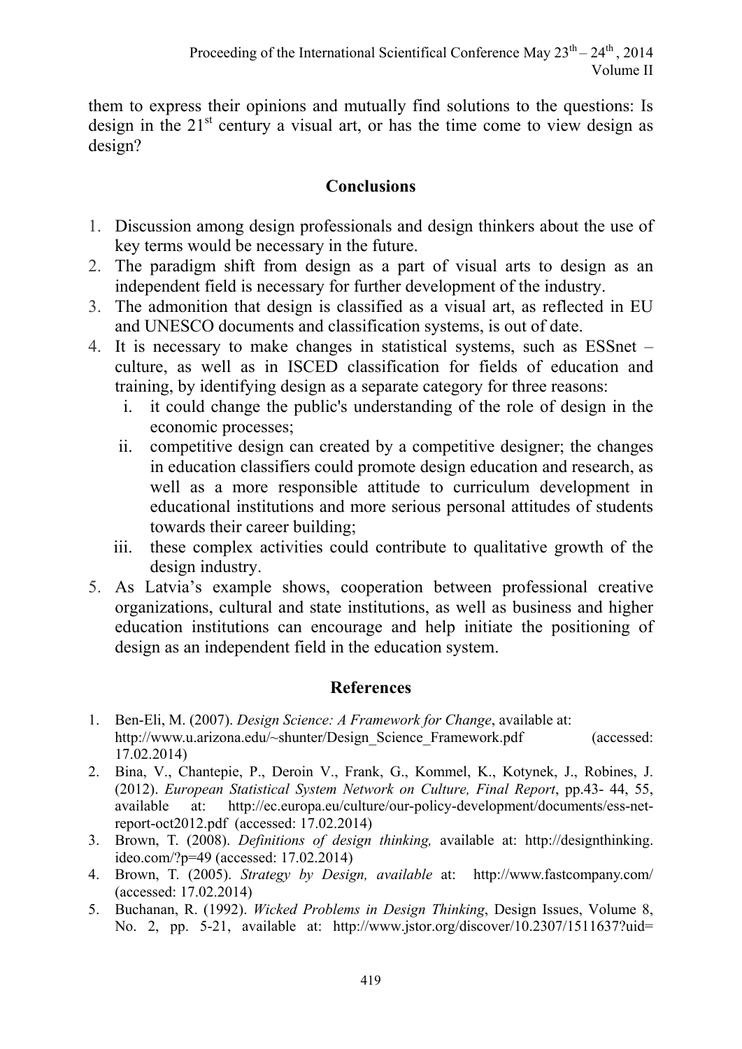them to express their opinions and mutually find solutions to the questions: Is design in the 21st century a visual art, or has the time come to view design as design?

## Conclusions

1. Discussion among design professionals and design thinkers about the use of key terms would be necessary in the future.
2. The paradigm shift from design as a part of visual arts to design as an independent field is necessary for further development of the industry.
3. The admonition that design is classified as a visual art, as reflected in EU and UNESCO documents and classification systems, is out of date.
4. It is necessary to make changes in statistical systems, such as ESSnet – culture, as well as in ISCED classification for fields of education and training, by identifying design as a separate category for three reasons:
   i. it could change the public's understanding of the role of design in the economic processes;
   ii. competitive design can created by a competitive designer; the changes in education classifiers could promote design education and research, as well as a more responsible attitude to curriculum development in educational institutions and more serious personal attitudes of students towards their career building;
   iii. these complex activities could contribute to qualitative growth of the design industry.
5. As Latvia's example shows, cooperation between professional creative organizations, cultural and state institutions, as well as business and higher education institutions can encourage and help initiate the positioning of design as an independent field in the education system.

## References

1. Ben-Eli, M. (2007). *Design Science: A Framework for Change*, available at: http://www.u.arizona.edu/~shunter/Design_Science_Framework.pdf (accessed: 17.02.2014)
2. Bina, V., Chantepie, P., Deroin V., Frank, G., Kommel, K., Kotynek, J., Robines, J. (2012). *European Statistical System Network on Culture, Final Report*, pp.43- 44, 55, available at: http://ec.europa.eu/culture/our-policy-development/documents/ess-net-report-oct2012.pdf (accessed: 17.02.2014)
3. Brown, T. (2008). *Definitions of design thinking,* available at: http://designthinking.ideo.com/?p=49 (accessed: 17.02.2014)
4. Brown, T. (2005). *Strategy by Design, available* at: http://www.fastcompany.com/ (accessed: 17.02.2014)
5. Buchanan, R. (1992). *Wicked Problems in Design Thinking*, Design Issues, Volume 8, No. 2, pp. 5-21, available at: http://www.jstor.org/discover/10.2307/1511637?uid=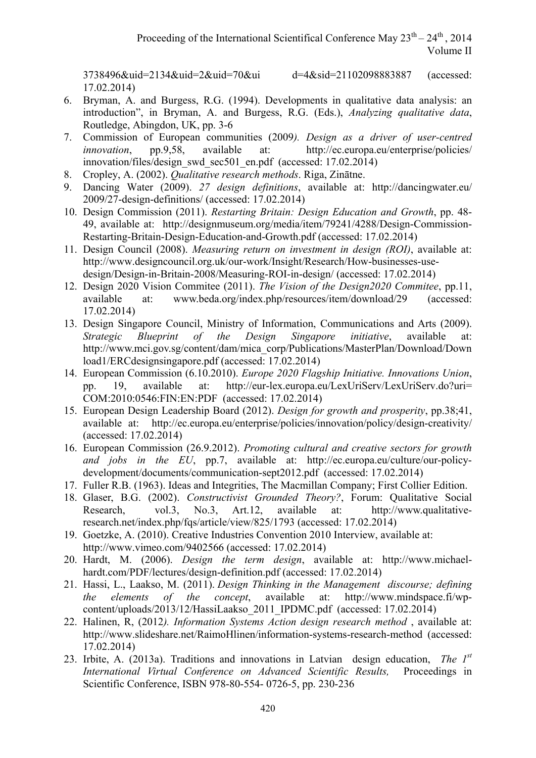3738496&uid=2134&uid=2&uid=70&ui d=4&sid=21102098883887 (accessed: 17.02.2014)

6. Bryman, A. and Burgess, R.G. (1994). Developments in qualitative data analysis: an introduction", in Bryman, A. and Burgess, R.G. (Eds.), *Analyzing qualitative data*, Routledge, Abingdon, UK, pp. 3-6
7. Commission of European communities (2009*). Design as a driver of user-centred innovation*, pp.9,58, available at: http://ec.europa.eu/enterprise/policies/ innovation/files/design_swd_sec501_en.pdf (accessed: 17.02.2014)
8. Cropley, A. (2002). *Qualitative research methods*. Riga, Zinātne.
9. Dancing Water (2009). *27 design definitions*, available at: http://dancingwater.eu/ 2009/27-design-definitions/ (accessed: 17.02.2014)
10. Design Commission (2011). *Restarting Britain: Design Education and Growth*, pp. 48-49, available at: http://designmuseum.org/media/item/79241/4288/Design-Commission-Restarting-Britain-Design-Education-and-Growth.pdf (accessed: 17.02.2014)
11. Design Council (2008). *Measuring return on investment in design (ROI)*, available at: http://www.designcouncil.org.uk/our-work/Insight/Research/How-businesses-use-design/Design-in-Britain-2008/Measuring-ROI-in-design/ (accessed: 17.02.2014)
12. Design 2020 Vision Commitee (2011). *The Vision of the Design2020 Commitee*, pp.11, available at: www.beda.org/index.php/resources/item/download/29 (accessed: 17.02.2014)
13. Design Singapore Council, Ministry of Information, Communications and Arts (2009). *Strategic Blueprint of the Design Singapore initiative*, available at: http://www.mci.gov.sg/content/dam/mica_corp/Publications/MasterPlan/Download/Download1/ERCdesignsingapore.pdf (accessed: 17.02.2014)
14. European Commission (6.10.2010). *Europe 2020 Flagship Initiative. Innovations Union*, pp. 19, available at: http://eur-lex.europa.eu/LexUriServ/LexUriServ.do?uri= COM:2010:0546:FIN:EN:PDF (accessed: 17.02.2014)
15. European Design Leadership Board (2012). *Design for growth and prosperity*, pp.38;41, available at: http://ec.europa.eu/enterprise/policies/innovation/policy/design-creativity/ (accessed: 17.02.2014)
16. European Commission (26.9.2012). *Promoting cultural and creative sectors for growth and jobs in the EU*, pp.7, available at: http://ec.europa.eu/culture/our-policy-development/documents/communication-sept2012.pdf (accessed: 17.02.2014)
17. Fuller R.B. (1963). Ideas and Integrities, The Macmillan Company; First Collier Edition.
18. Glaser, B.G. (2002). *Constructivist Grounded Theory?*, Forum: Qualitative Social Research, vol.3, No.3, Art.12, available at: http://www.qualitative-research.net/index.php/fqs/article/view/825/1793 (accessed: 17.02.2014)
19. Goetzke, A. (2010). Creative Industries Convention 2010 Interview, available at: http://www.vimeo.com/9402566 (accessed: 17.02.2014)
20. Hardt, M. (2006). *Design the term design*, available at: http://www.michael-hardt.com/PDF/lectures/design-definition.pdf (accessed: 17.02.2014)
21. Hassi, L., Laakso, M. (2011). *Design Thinking in the Management discourse; defining the elements of the concept*, available at: http://www.mindspace.fi/wp-content/uploads/2013/12/HassiLaakso_2011_IPDMC.pdf (accessed: 17.02.2014)
22. Halinen, R, (2012*). Information Systems Action design research method* , available at: http://www.slideshare.net/RaimoHlinen/information-systems-research-method (accessed: 17.02.2014)
23. Irbite, A. (2013a). Traditions and innovations in Latvian design education, *The 1st International Virtual Conference on Advanced Scientific Results,* Proceedings in Scientific Conference, ISBN 978-80-554- 0726-5, pp. 230-236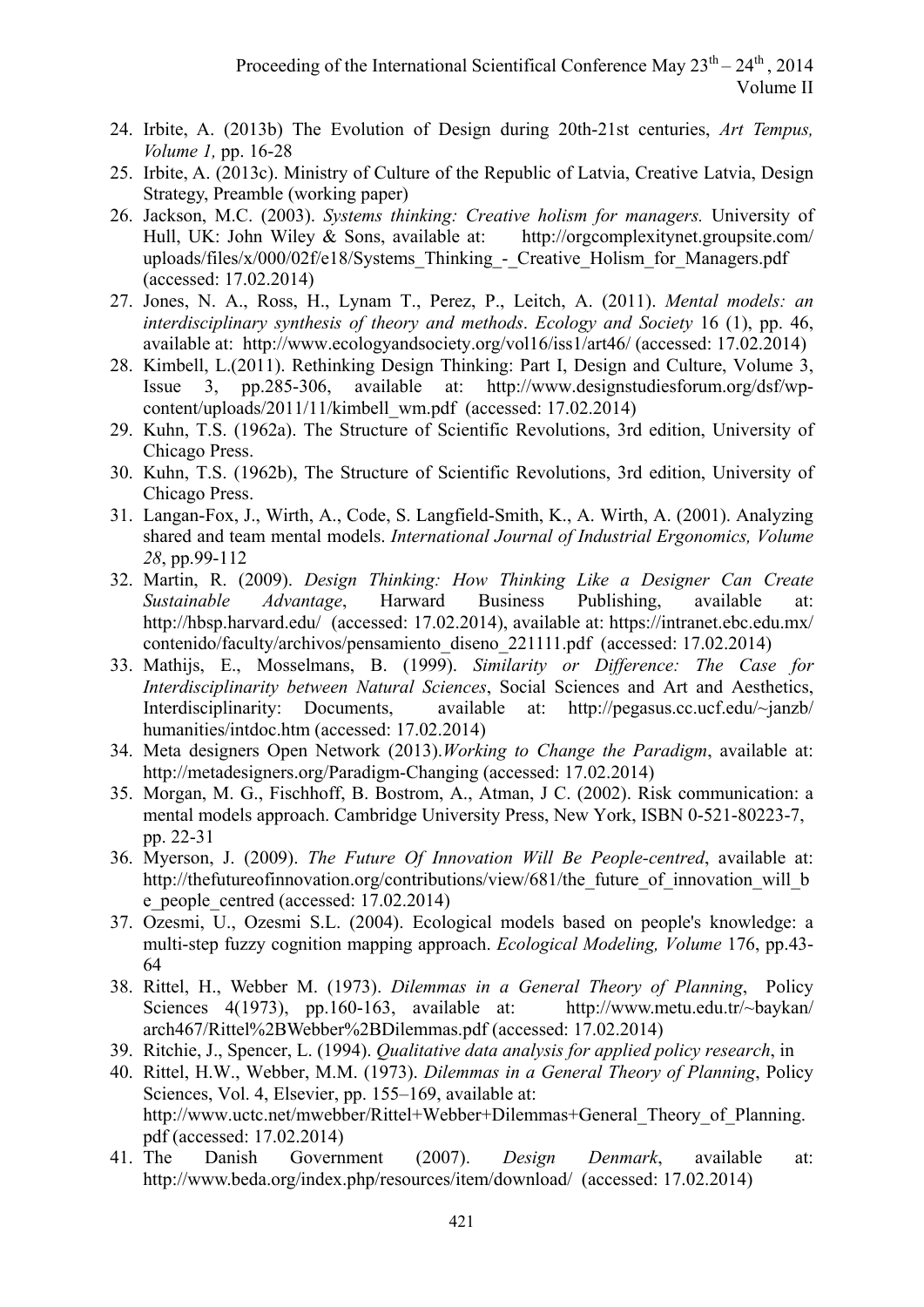24. Irbite, A. (2013b) The Evolution of Design during 20th-21st centuries, *Art Tempus, Volume 1,* pp. 16-28
25. Irbite, A. (2013c). Ministry of Culture of the Republic of Latvia, Creative Latvia, Design Strategy, Preamble (working paper)
26. Jackson, M.C. (2003). *Systems thinking: Creative holism for managers.* University of Hull, UK: John Wiley & Sons, available at: http://orgcomplexitynet.groupsite.com/uploads/files/x/000/02f/e18/Systems_Thinking_-_Creative_Holism_for_Managers.pdf (accessed: 17.02.2014)
27. Jones, N. A., Ross, H., Lynam T., Perez, P., Leitch, A. (2011). *Mental models: an interdisciplinary synthesis of theory and methods*. *Ecology and Society* 16 (1), pp. 46, available at: http://www.ecologyandsociety.org/vol16/iss1/art46/ (accessed: 17.02.2014)
28. Kimbell, L.(2011). Rethinking Design Thinking: Part I, Design and Culture, Volume 3, Issue 3, pp.285-306, available at: http://www.designstudiesforum.org/dsf/wp-content/uploads/2011/11/kimbell_wm.pdf (accessed: 17.02.2014)
29. Kuhn, T.S. (1962a). The Structure of Scientific Revolutions, 3rd edition, University of Chicago Press.
30. Kuhn, T.S. (1962b), The Structure Of Scientific Revolutions, 3rd edition, University of Chicago Press.
31. Langan-Fox, J., Wirth, A., Code, S. Langfield-Smith, K., A. Wirth, A. (2001). Analyzing shared and team mental models. *International Journal of Industrial Ergonomics, Volume 28*, pp.99-112
32. Martin, R. (2009). *Design Thinking: How Thinking Like a Designer Can Create Sustainable Advantage*, Harward Business Publishing, available at: http://hbsp.harvard.edu/ (accessed: 17.02.2014), available at: https://intranet.ebc.edu.mx/contenido/faculty/archivos/pensamiento_diseno_221111.pdf (accessed: 17.02.2014)
33. Mathijs, E., Mosselmans, B. (1999). *Similarity or Difference: The Case for Interdisciplinarity between Natural Sciences*, Social Sciences and Art and Aesthetics, Interdisciplinarity: Documents, available at: http://pegasus.cc.ucf.edu/~janzb/humanities/intdoc.htm (accessed: 17.02.2014)
34. Meta designers Open Network (2013).*Working to Change the Paradigm*, available at: http://metadesigners.org/Paradigm-Changing (accessed: 17.02.2014)
35. Morgan, M. G., Fischhoff, B. Bostrom, A., Atman, J C. (2002). Risk communication: a mental models approach. Cambridge University Press, New York, ISBN 0-521-80223-7, pp. 22-31
36. Myerson, J. (2009). *The Future Of Innovation Will Be People-centred*, available at: http://thefutureofinnovation.org/contributions/view/681/the_future_of_innovation_will_be_people_centred (accessed: 17.02.2014)
37. Ozesmi, U., Ozesmi S.L. (2004). Ecological models based on people's knowledge: a multi-step fuzzy cognition mapping approach. *Ecological Modeling, Volume* 176, pp.43-64
38. Rittel, H., Webber M. (1973). *Dilemmas in a General Theory of Planning*, Policy Sciences 4(1973), pp.160-163, available at: http://www.metu.edu.tr/~baykan/arch467/Rittel%2BWebber%2BDilemmas.pdf (accessed: 17.02.2014)
39. Ritchie, J., Spencer, L. (1994). *Qualitative data analysis for applied policy research*, in
40. Rittel, H.W., Webber, M.M. (1973). *Dilemmas in a General Theory of Planning*, Policy Sciences, Vol. 4, Elsevier, pp. 155–169, available at: http://www.uctc.net/mwebber/Rittel+Webber+Dilemmas+General_Theory_of_Planning.pdf (accessed: 17.02.2014)
41. The Danish Government (2007). *Design Denmark*, available at: http://www.beda.org/index.php/resources/item/download/ (accessed: 17.02.2014)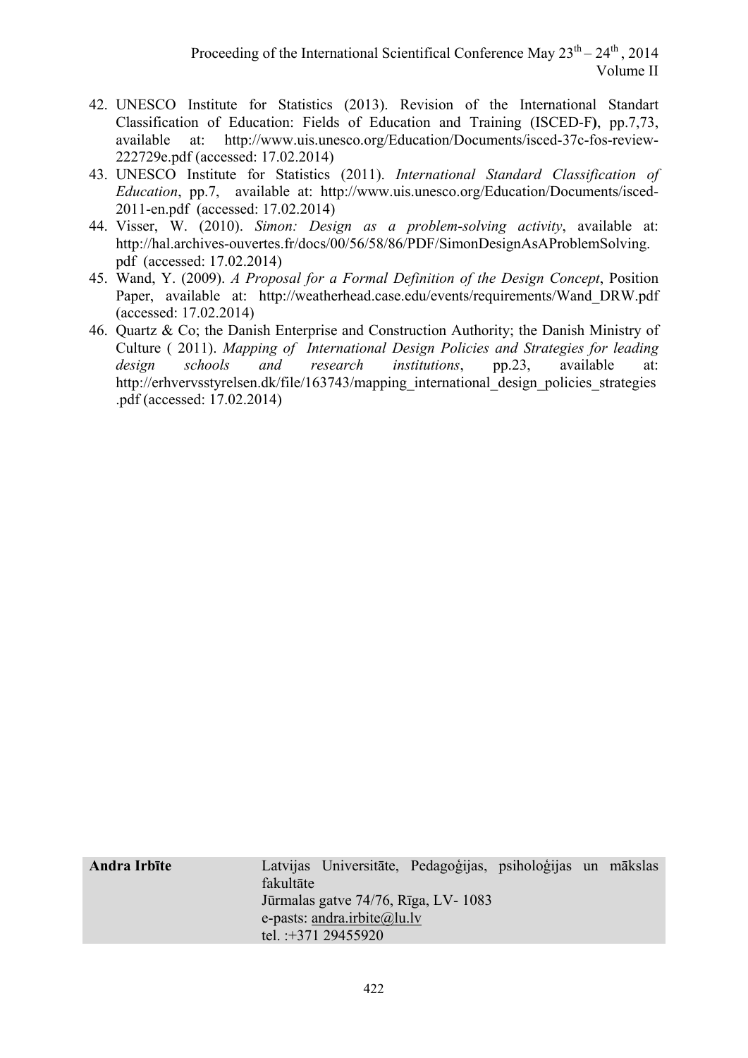42. UNESCO Institute for Statistics (2013). Revision of the International Standart Classification of Education: Fields of Education and Training (ISCED-F), pp.7,73, available at: http://www.uis.unesco.org/Education/Documents/isced-37c-fos-review-222729e.pdf (accessed: 17.02.2014)
43. UNESCO Institute for Statistics (2011). *International Standard Classification of Education*, pp.7, available at: http://www.uis.unesco.org/Education/Documents/isced-2011-en.pdf (accessed: 17.02.2014)
44. Visser, W. (2010). *Simon: Design as a problem-solving activity*, available at: http://hal.archives-ouvertes.fr/docs/00/56/58/86/PDF/SimonDesignAsAProblemSolving.pdf (accessed: 17.02.2014)
45. Wand, Y. (2009). *A Proposal for a Formal Definition of the Design Concept*, Position Paper, available at: http://weatherhead.case.edu/events/requirements/Wand_DRW.pdf (accessed: 17.02.2014)
46. Quartz & Co; the Danish Enterprise and Construction Authority; the Danish Ministry of Culture ( 2011). *Mapping of International Design Policies and Strategies for leading design schools and research institutions*, pp.23, available at: http://erhvervsstyrelsen.dk/file/163743/mapping_international_design_policies_strategies.pdf (accessed: 17.02.2014)

| | |
|---|---|
| **Andra Irbīte** | Latvijas Universitāte, Pedagoģijas, psiholoģijas un mākslas fakultāte<br>Jūrmalas gatve 74/76, Rīga, LV- 1083<br>e-pasts: andra.irbite@lu.lv<br>tel. :+371 29455920 |